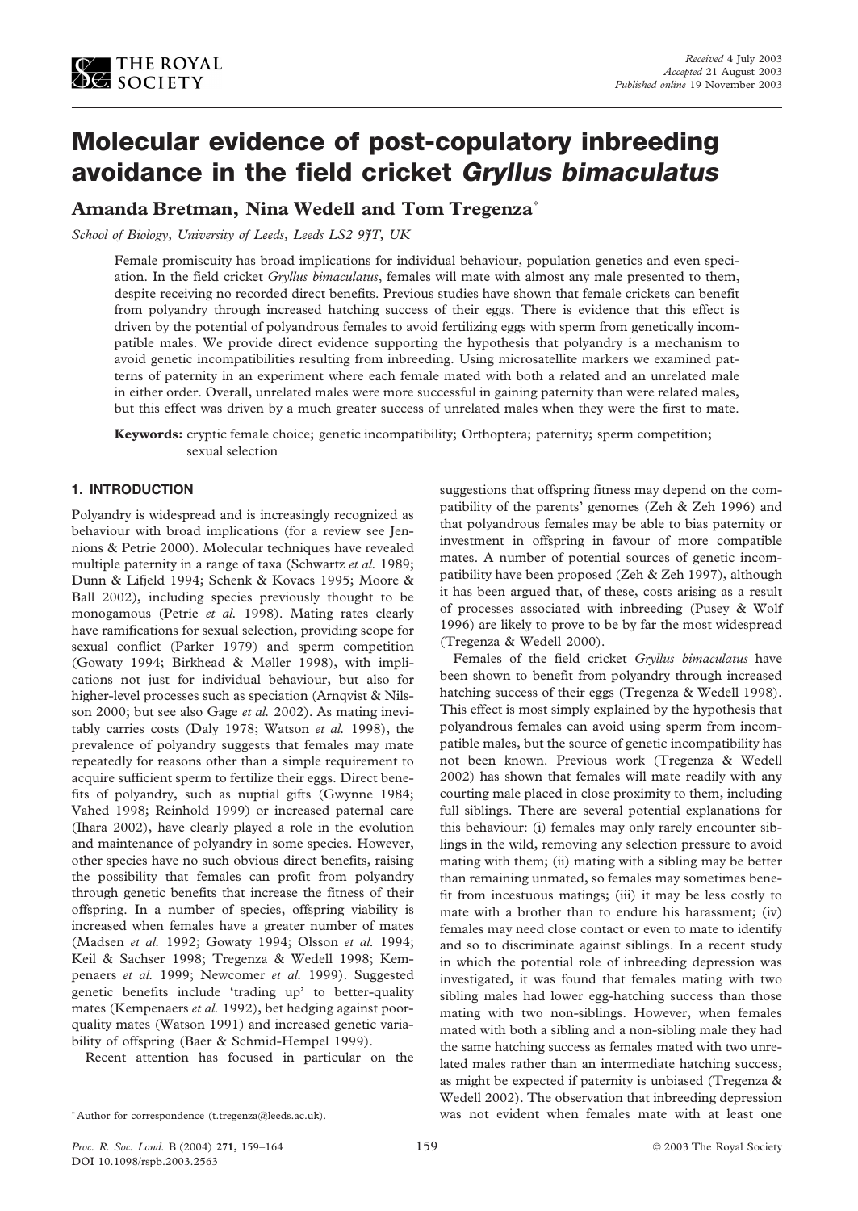# Molecular evidence of post-copulatory inbreeding avoidance in the field cricket *Gryllus bimaculatus*

**Amanda Bretman, Nina Wedell and Tom Tregenza***

*School of Biology, University of Leeds, Leeds LS2 9JT, UK*

Received 4 July 2003
Accepted 21 August 2003
Published online 19 November 2003

Female promiscuity has broad implications for individual behaviour, population genetics and even speciation. In the field cricket *Gryllus bimaculatus*, females will mate with almost any male presented to them, despite receiving no recorded direct benefits. Previous studies have shown that female crickets can benefit from polyandry through increased hatching success of their eggs. There is evidence that this effect is driven by the potential of polyandrous females to avoid fertilizing eggs with sperm from genetically incompatible males. We provide direct evidence supporting the hypothesis that polyandry is a mechanism to avoid genetic incompatibilities resulting from inbreeding. Using microsatellite markers we examined patterns of paternity in an experiment where each female mated with both a related and an unrelated male in either order. Overall, unrelated males were more successful in gaining paternity than were related males, but this effect was driven by a much greater success of unrelated males when they were the first to mate.

**Keywords:** cryptic female choice; genetic incompatibility; Orthoptera; paternity; sperm competition; sexual selection

## 1. INTRODUCTION

Polyandry is widespread and is increasingly recognized as behaviour with broad implications (for a review see Jennions & Petrie 2000). Molecular techniques have revealed multiple paternity in a range of taxa (Schwartz *et al.* 1989; Dunn & Lifjeld 1994; Schenk & Kovacs 1995; Moore & Ball 2002), including species previously thought to be monogamous (Petrie *et al.* 1998). Mating rates clearly have ramifications for sexual selection, providing scope for sexual conflict (Parker 1979) and sperm competition (Gowaty 1994; Birkhead & Møller 1998), with implications not just for individual behaviour, but also for higher-level processes such as speciation (Arnqvist & Nilsson 2000; but see also Gage *et al.* 2002). As mating inevitably carries costs (Daly 1978; Watson *et al.* 1998), the prevalence of polyandry suggests that females may mate repeatedly for reasons other than a simple requirement to acquire sufficient sperm to fertilize their eggs. Direct benefits of polyandry, such as nuptial gifts (Gwynne 1984; Vahed 1998; Reinhold 1999) or increased paternal care (Ihara 2002), have clearly played a role in the evolution and maintenance of polyandry in some species. However, other species have no such obvious direct benefits, raising the possibility that females can profit from polyandry through genetic benefits that increase the fitness of their offspring. In a number of species, offspring viability is increased when females have a greater number of mates (Madsen *et al.* 1992; Gowaty 1994; Olsson *et al.* 1994; Keil & Sachser 1998; Tregenza & Wedell 1998; Kempenaers *et al.* 1999; Newcomer *et al.* 1999). Suggested genetic benefits include 'trading up' to better-quality mates (Kempenaers *et al.* 1992), bet hedging against poor-quality mates (Watson 1991) and increased genetic variability of offspring (Baer & Schmid-Hempel 1999).

Recent attention has focused in particular on the suggestions that offspring fitness may depend on the compatibility of the parents' genomes (Zeh & Zeh 1996) and that polyandrous females may be able to bias paternity or investment in offspring in favour of more compatible mates. A number of potential sources of genetic incompatibility have been proposed (Zeh & Zeh 1997), although it has been argued that, of these, costs arising as a result of processes associated with inbreeding (Pusey & Wolf 1996) are likely to prove to be by far the most widespread (Tregenza & Wedell 2000).

Females of the field cricket *Gryllus bimaculatus* have been shown to benefit from polyandry through increased hatching success of their eggs (Tregenza & Wedell 1998). This effect is most simply explained by the hypothesis that polyandrous females can avoid using sperm from incompatible males, but the source of genetic incompatibility has not been known. Previous work (Tregenza & Wedell 2002) has shown that females will mate readily with any courting male placed in close proximity to them, including full siblings. There are several potential explanations for this behaviour: (i) females may only rarely encounter siblings in the wild, removing any selection pressure to avoid mating with them; (ii) mating with a sibling may be better than remaining unmated, so females may sometimes benefit from incestuous matings; (iii) it may be less costly to mate with a brother than to endure his harassment; (iv) females may need close contact or even to mate to identify and so to discriminate against siblings. In a recent study in which the potential role of inbreeding depression was investigated, it was found that females mating with two sibling males had lower egg-hatching success than those mating with two non-siblings. However, when females mated with both a sibling and a non-sibling male they had the same hatching success as females mated with two unrelated males rather than an intermediate hatching success, as might be expected if paternity is unbiased (Tregenza & Wedell 2002). The observation that inbreeding depression was not evident when females mate with at least one

\* Author for correspondence (t.tregenza@leeds.ac.uk).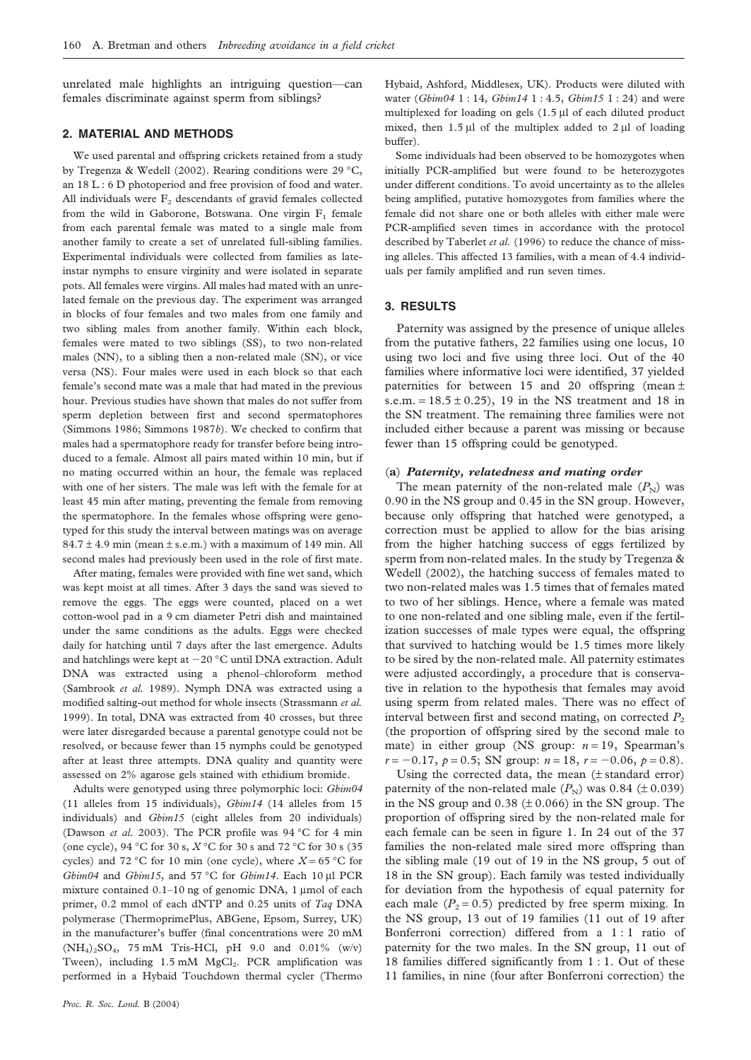unrelated male highlights an intriguing question—can females discriminate against sperm from siblings?

## 2. MATERIAL AND METHODS

We used parental and offspring crickets retained from a study by Tregenza & Wedell (2002). Rearing conditions were 29 °C, an 18 L : 6 D photoperiod and free provision of food and water. All individuals were $F_2$ descendants of gravid females collected from the wild in Gaborone, Botswana. One virgin $F_1$ female from each parental female was mated to a single male from another family to create a set of unrelated full-sibling families. Experimental individuals were collected from families as late-instar nymphs to ensure virginity and were isolated in separate pots. All females were virgins. All males had mated with an unrelated female on the previous day. The experiment was arranged in blocks of four females and two males from one family and two sibling males from another family. Within each block, females were mated to two siblings (SS), to two non-related males (NN), to a sibling then a non-related male (SN), or vice versa (NS). Four males were used in each block so that each female's second mate was a male that had mated in the previous hour. Previous studies have shown that males do not suffer from sperm depletion between first and second spermatophores (Simmons 1986; Simmons 1987*b*). We checked to confirm that males had a spermatophore ready for transfer before being introduced to a female. Almost all pairs mated within 10 min, but if no mating occurred within an hour, the female was replaced with one of her sisters. The male was left with the female for at least 45 min after mating, preventing the female from removing the spermatophore. In the females whose offspring were genotyped for this study the interval between matings was on average $84.7 \pm 4.9$ min (mean ± s.e.m.) with a maximum of 149 min. All second males had previously been used in the role of first mate.

After mating, females were provided with fine wet sand, which was kept moist at all times. After 3 days the sand was sieved to remove the eggs. The eggs were counted, placed on a wet cotton-wool pad in a 9 cm diameter Petri dish and maintained under the same conditions as the adults. Eggs were checked daily for hatching until 7 days after the last emergence. Adults and hatchlings were kept at −20 °C until DNA extraction. Adult DNA was extracted using a phenol–chloroform method (Sambrook *et al.* 1989). Nymph DNA was extracted using a modified salting-out method for whole insects (Strassmann *et al.* 1999). In total, DNA was extracted from 40 crosses, but three were later disregarded because a parental genotype could not be resolved, or because fewer than 15 nymphs could be genotyped after at least three attempts. DNA quality and quantity were assessed on 2% agarose gels stained with ethidium bromide.

Adults were genotyped using three polymorphic loci: *Gbim04* (11 alleles from 15 individuals), *Gbim14* (14 alleles from 15 individuals) and *Gbim15* (eight alleles from 20 individuals) (Dawson *et al.* 2003). The PCR profile was 94 °C for 4 min (one cycle), 94 °C for 30 s, $X$ °C for 30 s and 72 °C for 30 s (35 cycles) and 72 °C for 10 min (one cycle), where $X = 65$ °C for *Gbim04* and *Gbim15*, and 57 °C for *Gbim14*. Each 10 µl PCR mixture contained 0.1–10 ng of genomic DNA, 1 µmol of each primer, 0.2 mmol of each dNTP and 0.25 units of *Taq* DNA polymerase (ThermoprimePlus, ABGene, Epsom, Surrey, UK) in the manufacturer's buffer (final concentrations were 20 mM $(NH_4)_2SO_4$, 75 mM Tris-HCl, pH 9.0 and 0.01% (w/v) Tween), including 1.5 mM $MgCl_2$. PCR amplification was performed in a Hybaid Touchdown thermal cycler (Thermo Hybaid, Ashford, Middlesex, UK). Products were diluted with water (*Gbim04* 1 : 14, *Gbim14* 1 : 4.5, *Gbim15* 1 : 24) and were multiplexed for loading on gels (1.5 µl of each diluted product mixed, then 1.5 µl of the multiplex added to 2 µl of loading buffer).

Some individuals had been observed to be homozygotes when initially PCR-amplified but were found to be heterozygotes under different conditions. To avoid uncertainty as to the alleles being amplified, putative homozygotes from families where the female did not share one or both alleles with either male were PCR-amplified seven times in accordance with the protocol described by Taberlet *et al.* (1996) to reduce the chance of missing alleles. This affected 13 families, with a mean of 4.4 individuals per family amplified and run seven times.

## 3. RESULTS

Paternity was assigned by the presence of unique alleles from the putative fathers, 22 families using one locus, 10 using two loci and five using three loci. Out of the 40 families where informative loci were identified, 37 yielded paternities for between 15 and 20 offspring (mean ± s.e.m. = $18.5 \pm 0.25$), 19 in the NS treatment and 18 in the SN treatment. The remaining three families were not included either because a parent was missing or because fewer than 15 offspring could be genotyped.

### (a) *Paternity, relatedness and mating order*

The mean paternity of the non-related male ($P_N$) was 0.90 in the NS group and 0.45 in the SN group. However, because only offspring that hatched were genotyped, a correction must be applied to allow for the bias arising from the higher hatching success of eggs fertilized by sperm from non-related males. In the study by Tregenza & Wedell (2002), the hatching success of females mated to two non-related males was 1.5 times that of females mated to two of her siblings. Hence, where a female was mated to one non-related and one sibling male, even if the fertilization successes of male types were equal, the offspring that survived to hatching would be 1.5 times more likely to be sired by the non-related male. All paternity estimates were adjusted accordingly, a procedure that is conservative in relation to the hypothesis that females may avoid using sperm from related males. There was no effect of interval between first and second mating, on corrected $P_2$ (the proportion of offspring sired by the second male to mate) in either group (NS group: $n = 19$, Spearman's $r = -0.17$, $p = 0.5$; SN group: $n = 18$, $r = -0.06$, $p = 0.8$).

Using the corrected data, the mean (± standard error) paternity of the non-related male ($P_N$) was 0.84 (± 0.039) in the NS group and 0.38 (± 0.066) in the SN group. The proportion of offspring sired by the non-related male for each female can be seen in figure 1. In 24 out of the 37 families the non-related male sired more offspring than the sibling male (19 out of 19 in the NS group, 5 out of 18 in the SN group). Each family was tested individually for deviation from the hypothesis of equal paternity for each male ($P_2 = 0.5$) predicted by free sperm mixing. In the NS group, 13 out of 19 families (11 out of 19 after Bonferroni correction) differed from a 1 : 1 ratio of paternity for the two males. In the SN group, 11 out of 18 families differed significantly from 1 : 1. Out of these 11 families, in nine (four after Bonferroni correction) the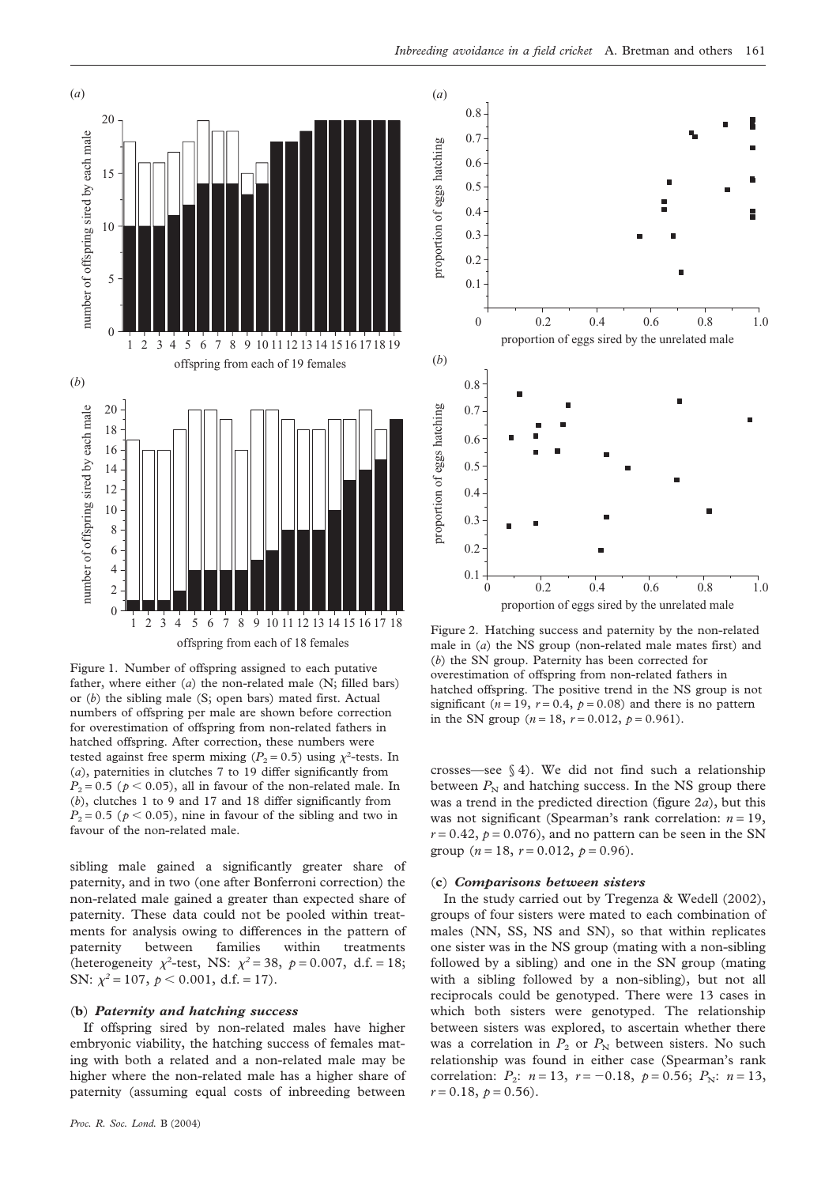Figure 1. Number of offspring assigned to each putative father, where either (*a*) the non-related male (N; filled bars) or (*b*) the sibling male (S; open bars) mated first. Actual numbers of offspring per male are shown before correction for overestimation of offspring from non-related fathers in hatched offspring. After correction, these numbers were tested against free sperm mixing ($P_2 = 0.5$) using $\chi^2$-tests. In (*a*), paternities in clutches 7 to 19 differ significantly from $P_2 = 0.5$ ($p < 0.05$), all in favour of the non-related male. In (*b*), clutches 1 to 9 and 17 and 18 differ significantly from $P_2 = 0.5$ ($p < 0.05$), nine in favour of the sibling and two in favour of the non-related male.

sibling male gained a significantly greater share of paternity, and in two (one after Bonferroni correction) the non-related male gained a greater than expected share of paternity. These data could not be pooled within treatments for analysis owing to differences in the pattern of paternity between families within treatments (heterogeneity $\chi^2$-test, NS: $\chi^2 = 38$, $p = 0.007$, d.f. = 18; SN: $\chi^2 = 107$, $p < 0.001$, d.f. = 17).

### (b) *Paternity and hatching success*

If offspring sired by non-related males have higher embryonic viability, the hatching success of females mating with both a related and a non-related male may be higher where the non-related male has a higher share of paternity (assuming equal costs of inbreeding between crosses—see § 4). We did not find such a relationship between $P_N$ and hatching success. In the NS group there was a trend in the predicted direction (figure 2*a*), but this was not significant (Spearman's rank correlation: $n = 19$, $r = 0.42$, $p = 0.076$), and no pattern can be seen in the SN group ($n = 18$, $r = 0.012$, $p = 0.96$).

Figure 2. Hatching success and paternity by the non-related male in (*a*) the NS group (non-related male mates first) and (*b*) the SN group. Paternity has been corrected for overestimation of offspring from non-related fathers in hatched offspring. The positive trend in the NS group is not significant ($n = 19$, $r = 0.4$, $p = 0.08$) and there is no pattern in the SN group ($n = 18$, $r = 0.012$, $p = 0.961$).

### (c) *Comparisons between sisters*

In the study carried out by Tregenza & Wedell (2002), groups of four sisters were mated to each combination of males (NN, SS, NS and SN), so that within replicates one sister was in the NS group (mating with a non-sibling followed by a sibling) and one in the SN group (mating with a sibling followed by a non-sibling), but not all reciprocals could be genotyped. There were 13 cases in which both sisters were genotyped. The relationship between sisters was explored, to ascertain whether there was a correlation in $P_2$ or $P_N$ between sisters. No such relationship was found in either case (Spearman's rank correlation: $P_2$: $n = 13$, $r = -0.18$, $p = 0.56$; $P_N$: $n = 13$, $r = 0.18$, $p = 0.56$).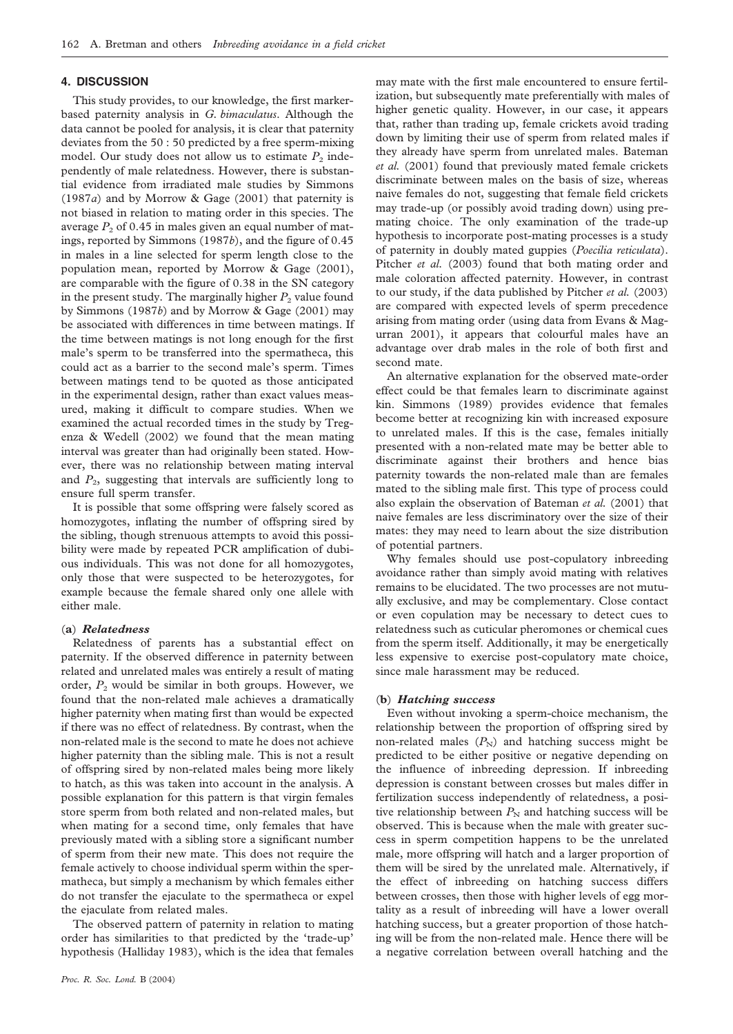## 4. DISCUSSION

This study provides, to our knowledge, the first marker-based paternity analysis in *G. bimaculatus*. Although the data cannot be pooled for analysis, it is clear that paternity deviates from the 50 : 50 predicted by a free sperm-mixing model. Our study does not allow us to estimate $P_2$ independently of male relatedness. However, there is substantial evidence from irradiated male studies by Simmons (1987*a*) and by Morrow & Gage (2001) that paternity is not biased in relation to mating order in this species. The average $P_2$ of 0.45 in males given an equal number of matings, reported by Simmons (1987*b*), and the figure of 0.45 in males in a line selected for sperm length close to the population mean, reported by Morrow & Gage (2001), are comparable with the figure of 0.38 in the SN category in the present study. The marginally higher $P_2$ value found by Simmons (1987*b*) and by Morrow & Gage (2001) may be associated with differences in time between matings. If the time between matings is not long enough for the first male's sperm to be transferred into the spermatheca, this could act as a barrier to the second male's sperm. Times between matings tend to be quoted as those anticipated in the experimental design, rather than exact values measured, making it difficult to compare studies. When we examined the actual recorded times in the study by Tregenza & Wedell (2002) we found that the mean mating interval was greater than had originally been stated. However, there was no relationship between mating interval and $P_2$, suggesting that intervals are sufficiently long to ensure full sperm transfer.

It is possible that some offspring were falsely scored as homozygotes, inflating the number of offspring sired by the sibling, though strenuous attempts to avoid this possibility were made by repeated PCR amplification of dubious individuals. This was not done for all homozygotes, only those that were suspected to be heterozygotes, for example because the female shared only one allele with either male.

### (a) *Relatedness*

Relatedness of parents has a substantial effect on paternity. If the observed difference in paternity between related and unrelated males was entirely a result of mating order, $P_2$ would be similar in both groups. However, we found that the non-related male achieves a dramatically higher paternity when mating first than would be expected if there was no effect of relatedness. By contrast, when the non-related male is the second to mate he does not achieve higher paternity than the sibling male. This is not a result of offspring sired by non-related males being more likely to hatch, as this was taken into account in the analysis. A possible explanation for this pattern is that virgin females store sperm from both related and non-related males, but when mating for a second time, only females that have previously mated with a sibling store a significant number of sperm from their new mate. This does not require the female actively to choose individual sperm within the spermatheca, but simply a mechanism by which females either do not transfer the ejaculate to the spermatheca or expel the ejaculate from related males.

The observed pattern of paternity in relation to mating order has similarities to that predicted by the 'trade-up' hypothesis (Halliday 1983), which is the idea that females may mate with the first male encountered to ensure fertilization, but subsequently mate preferentially with males of higher genetic quality. However, in our case, it appears that, rather than trading up, female crickets avoid trading down by limiting their use of sperm from related males if they already have sperm from unrelated males. Bateman *et al.* (2001) found that previously mated female crickets discriminate between males on the basis of size, whereas naive females do not, suggesting that female field crickets may trade-up (or possibly avoid trading down) using pre-mating choice. The only examination of the trade-up hypothesis to incorporate post-mating processes is a study of paternity in doubly mated guppies (*Poecilia reticulata*). Pitcher *et al.* (2003) found that both mating order and male coloration affected paternity. However, in contrast to our study, if the data published by Pitcher *et al.* (2003) are compared with expected levels of sperm precedence arising from mating order (using data from Evans & Magurran 2001), it appears that colourful males have an advantage over drab males in the role of both first and second mate.

An alternative explanation for the observed mate-order effect could be that females learn to discriminate against kin. Simmons (1989) provides evidence that females become better at recognizing kin with increased exposure to unrelated males. If this is the case, females initially presented with a non-related mate may be better able to discriminate against their brothers and hence bias paternity towards the non-related male than are females mated to the sibling male first. This type of process could also explain the observation of Bateman *et al.* (2001) that naive females are less discriminatory over the size of their mates: they may need to learn about the size distribution of potential partners.

Why females should use post-copulatory inbreeding avoidance rather than simply avoid mating with relatives remains to be elucidated. The two processes are not mutually exclusive, and may be complementary. Close contact or even copulation may be necessary to detect cues to relatedness such as cuticular pheromones or chemical cues from the sperm itself. Additionally, it may be energetically less expensive to exercise post-copulatory mate choice, since male harassment may be reduced.

### (b) *Hatching success*

Even without invoking a sperm-choice mechanism, the relationship between the proportion of offspring sired by non-related males ($P_N$) and hatching success might be predicted to be either positive or negative depending on the influence of inbreeding depression. If inbreeding depression is constant between crosses but males differ in fertilization success independently of relatedness, a positive relationship between $P_N$ and hatching success will be observed. This is because when the male with greater success in sperm competition happens to be the unrelated male, more offspring will hatch and a larger proportion of them will be sired by the unrelated male. Alternatively, if the effect of inbreeding on hatching success differs between crosses, then those with higher levels of egg mortality as a result of inbreeding will have a lower overall hatching success, but a greater proportion of those hatching will be from the non-related male. Hence there will be a negative correlation between overall hatching and the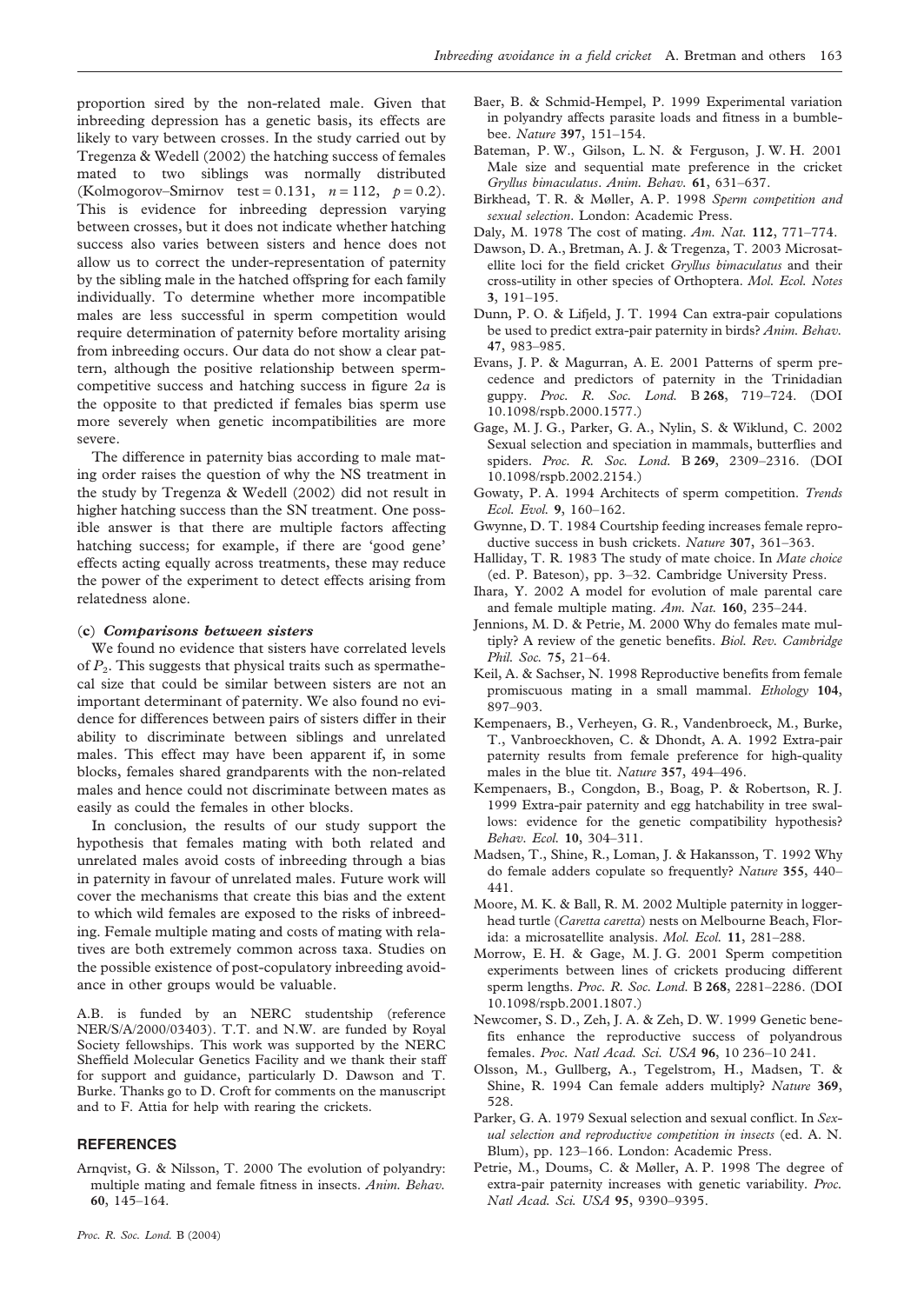proportion sired by the non-related male. Given that inbreeding depression has a genetic basis, its effects are likely to vary between crosses. In the study carried out by Tregenza & Wedell (2002) the hatching success of females mated to two siblings was normally distributed (Kolmogorov–Smirnov test $= 0.131$, $n = 112$, $p = 0.2$). This is evidence for inbreeding depression varying between crosses, but it does not indicate whether hatching success also varies between sisters and hence does not allow us to correct the under-representation of paternity by the sibling male in the hatched offspring for each family individually. To determine whether more incompatible males are less successful in sperm competition would require determination of paternity before mortality arising from inbreeding occurs. Our data do not show a clear pattern, although the positive relationship between sperm-competitive success and hatching success in figure 2*a* is the opposite to that predicted if females bias sperm use more severely when genetic incompatibilities are more severe.

The difference in paternity bias according to male mating order raises the question of why the NS treatment in the study by Tregenza & Wedell (2002) did not result in higher hatching success than the SN treatment. One possible answer is that there are multiple factors affecting hatching success; for example, if there are 'good gene' effects acting equally across treatments, these may reduce the power of the experiment to detect effects arising from relatedness alone.

### (c) *Comparisons between sisters*

We found no evidence that sisters have correlated levels of $P_2$. This suggests that physical traits such as spermathecal size that could be similar between sisters are not an important determinant of paternity. We also found no evidence for differences between pairs of sisters differ in their ability to discriminate between siblings and unrelated males. This effect may have been apparent if, in some blocks, females shared grandparents with the non-related males and hence could not discriminate between mates as easily as could the females in other blocks.

In conclusion, the results of our study support the hypothesis that females mating with both related and unrelated males avoid costs of inbreeding through a bias in paternity in favour of unrelated males. Future work will cover the mechanisms that create this bias and the extent to which wild females are exposed to the risks of inbreeding. Female multiple mating and costs of mating with relatives are both extremely common across taxa. Studies on the possible existence of post-copulatory inbreeding avoidance in other groups would be valuable.

A.B. is funded by an NERC studentship (reference NER/S/A/2000/03403). T.T. and N.W. are funded by Royal Society fellowships. This work was supported by the NERC Sheffield Molecular Genetics Facility and we thank their staff for support and guidance, particularly D. Dawson and T. Burke. Thanks go to D. Croft for comments on the manuscript and to F. Attia for help with rearing the crickets.

## REFERENCES

Arnqvist, G. & Nilsson, T. 2000 The evolution of polyandry: multiple mating and female fitness in insects. *Anim. Behav.* **60**, 145–164.

Baer, B. & Schmid-Hempel, P. 1999 Experimental variation in polyandry affects parasite loads and fitness in a bumblebee. *Nature* **397**, 151–154.

Bateman, P. W., Gilson, L. N. & Ferguson, J. W. H. 2001 Male size and sequential mate preference in the cricket *Gryllus bimaculatus*. *Anim. Behav.* **61**, 631–637.

Birkhead, T. R. & Møller, A. P. 1998 *Sperm competition and sexual selection*. London: Academic Press.

Daly, M. 1978 The cost of mating. *Am. Nat.* **112**, 771–774.

Dawson, D. A., Bretman, A. J. & Tregenza, T. 2003 Microsatellite loci for the field cricket *Gryllus bimaculatus* and their cross-utility in other species of Orthoptera. *Mol. Ecol. Notes* **3**, 191–195.

Dunn, P. O. & Lifjeld, J. T. 1994 Can extra-pair copulations be used to predict extra-pair paternity in birds? *Anim. Behav.* **47**, 983–985.

Evans, J. P. & Magurran, A. E. 2001 Patterns of sperm precedence and predictors of paternity in the Trinidadian guppy. *Proc. R. Soc. Lond.* B **268**, 719–724. (DOI 10.1098/rspb.2000.1577.)

Gage, M. J. G., Parker, G. A., Nylin, S. & Wiklund, C. 2002 Sexual selection and speciation in mammals, butterflies and spiders. *Proc. R. Soc. Lond.* B **269**, 2309–2316. (DOI 10.1098/rspb.2002.2154.)

Gowaty, P. A. 1994 Architects of sperm competition. *Trends Ecol. Evol.* **9**, 160–162.

Gwynne, D. T. 1984 Courtship feeding increases female reproductive success in bush crickets. *Nature* **307**, 361–363.

Halliday, T. R. 1983 The study of mate choice. In *Mate choice* (ed. P. Bateson), pp. 3–32. Cambridge University Press.

Ihara, Y. 2002 A model for evolution of male parental care and female multiple mating. *Am. Nat.* **160**, 235–244.

Jennions, M. D. & Petrie, M. 2000 Why do females mate multiply? A review of the genetic benefits. *Biol. Rev. Cambridge Phil. Soc.* **75**, 21–64.

Keil, A. & Sachser, N. 1998 Reproductive benefits from female promiscuous mating in a small mammal. *Ethology* **104**, 897–903.

Kempenaers, B., Verheyen, G. R., Vandenbroeck, M., Burke, T., Vanbroeckhoven, C. & Dhondt, A. A. 1992 Extra-pair paternity results from female preference for high-quality males in the blue tit. *Nature* **357**, 494–496.

Kempenaers, B., Congdon, B., Boag, P. & Robertson, R. J. 1999 Extra-pair paternity and egg hatchability in tree swallows: evidence for the genetic compatibility hypothesis? *Behav. Ecol.* **10**, 304–311.

Madsen, T., Shine, R., Loman, J. & Hakansson, T. 1992 Why do female adders copulate so frequently? *Nature* **355**, 440–441.

Moore, M. K. & Ball, R. M. 2002 Multiple paternity in loggerhead turtle (*Caretta caretta*) nests on Melbourne Beach, Florida: a microsatellite analysis. *Mol. Ecol.* **11**, 281–288.

Morrow, E. H. & Gage, M. J. G. 2001 Sperm competition experiments between lines of crickets producing different sperm lengths. *Proc. R. Soc. Lond.* B **268**, 2281–2286. (DOI 10.1098/rspb.2001.1807.)

Newcomer, S. D., Zeh, J. A. & Zeh, D. W. 1999 Genetic benefits enhance the reproductive success of polyandrous females. *Proc. Natl Acad. Sci. USA* **96**, 10 236–10 241.

Olsson, M., Gullberg, A., Tegelstrom, H., Madsen, T. & Shine, R. 1994 Can female adders multiply? *Nature* **369**, 528.

Parker, G. A. 1979 Sexual selection and sexual conflict. In *Sexual selection and reproductive competition in insects* (ed. A. N. Blum), pp. 123–166. London: Academic Press.

Petrie, M., Doums, C. & Møller, A. P. 1998 The degree of extra-pair paternity increases with genetic variability. *Proc. Natl Acad. Sci. USA* **95**, 9390–9395.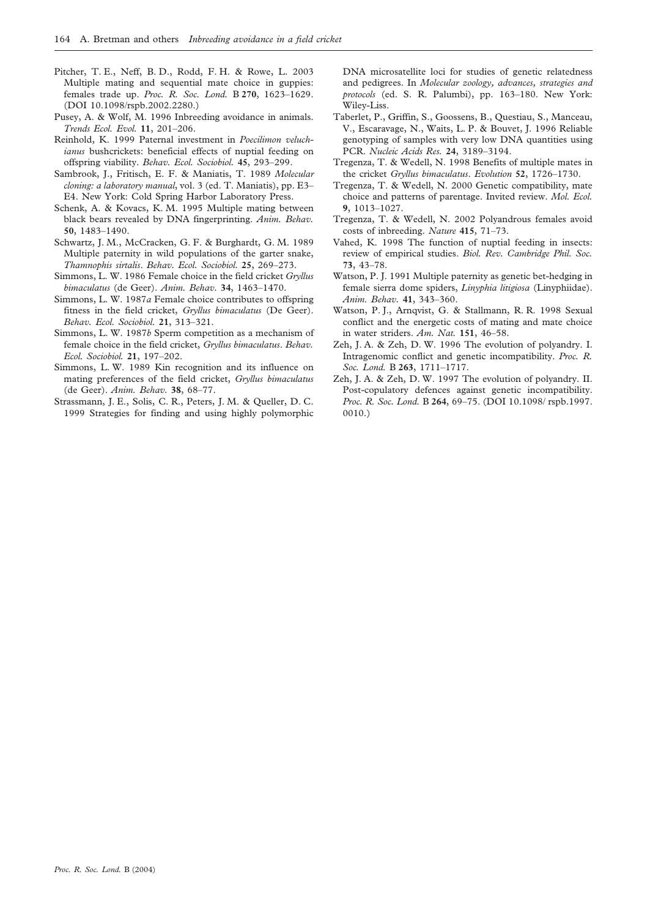Pitcher, T. E., Neff, B. D., Rodd, F. H. & Rowe, L. 2003 Multiple mating and sequential mate choice in guppies: females trade up. *Proc. R. Soc. Lond.* B **270**, 1623–1629. (DOI 10.1098/rspb.2002.2280.)

Pusey, A. & Wolf, M. 1996 Inbreeding avoidance in animals. *Trends Ecol. Evol.* **11**, 201–206.

Reinhold, K. 1999 Paternal investment in *Poecilimon veluchianus* bushcrickets: beneficial effects of nuptial feeding on offspring viability. *Behav. Ecol. Sociobiol.* **45**, 293–299.

Sambrook, J., Fritisch, E. F. & Maniatis, T. 1989 *Molecular cloning: a laboratory manual*, vol. 3 (ed. T. Maniatis), pp. E3–E4. New York: Cold Spring Harbor Laboratory Press.

Schenk, A. & Kovacs, K. M. 1995 Multiple mating between black bears revealed by DNA fingerprinting. *Anim. Behav.* **50**, 1483–1490.

Schwartz, J. M., McCracken, G. F. & Burghardt, G. M. 1989 Multiple paternity in wild populations of the garter snake, *Thamnophis sirtalis*. *Behav. Ecol. Sociobiol.* **25**, 269–273.

Simmons, L. W. 1986 Female choice in the field cricket *Gryllus bimaculatus* (de Geer). *Anim. Behav.* **34**, 1463–1470.

Simmons, L. W. 1987*a* Female choice contributes to offspring fitness in the field cricket, *Gryllus bimaculatus* (De Geer). *Behav. Ecol. Sociobiol.* **21**, 313–321.

Simmons, L. W. 1987*b* Sperm competition as a mechanism of female choice in the field cricket, *Gryllus bimaculatus*. *Behav. Ecol. Sociobiol.* **21**, 197–202.

Simmons, L. W. 1989 Kin recognition and its influence on mating preferences of the field cricket, *Gryllus bimaculatus* (de Geer). *Anim. Behav.* **38**, 68–77.

Strassmann, J. E., Solis, C. R., Peters, J. M. & Queller, D. C. 1999 Strategies for finding and using highly polymorphic DNA microsatellite loci for studies of genetic relatedness and pedigrees. In *Molecular zoology, advances, strategies and protocols* (ed. S. R. Palumbi), pp. 163–180. New York: Wiley-Liss.

Taberlet, P., Griffin, S., Goossens, B., Questiau, S., Manceau, V., Escaravage, N., Waits, L. P. & Bouvet, J. 1996 Reliable genotyping of samples with very low DNA quantities using PCR. *Nucleic Acids Res.* **24**, 3189–3194.

Tregenza, T. & Wedell, N. 1998 Benefits of multiple mates in the cricket *Gryllus bimaculatus*. *Evolution* **52**, 1726–1730.

Tregenza, T. & Wedell, N. 2000 Genetic compatibility, mate choice and patterns of parentage. Invited review. *Mol. Ecol.* **9**, 1013–1027.

Tregenza, T. & Wedell, N. 2002 Polyandrous females avoid costs of inbreeding. *Nature* **415**, 71–73.

Vahed, K. 1998 The function of nuptial feeding in insects: review of empirical studies. *Biol. Rev. Cambridge Phil. Soc.* **73**, 43–78.

Watson, P. J. 1991 Multiple paternity as genetic bet-hedging in female sierra dome spiders, *Linyphia litigiosa* (Linyphiidae). *Anim. Behav.* **41**, 343–360.

Watson, P. J., Arnqvist, G. & Stallmann, R. R. 1998 Sexual conflict and the energetic costs of mating and mate choice in water striders. *Am. Nat.* **151**, 46–58.

Zeh, J. A. & Zeh, D. W. 1996 The evolution of polyandry. I. Intragenomic conflict and genetic incompatibility. *Proc. R. Soc. Lond.* B **263**, 1711–1717.

Zeh, J. A. & Zeh, D. W. 1997 The evolution of polyandry. II. Post-copulatory defences against genetic incompatibility. *Proc. R. Soc. Lond.* B **264**, 69–75. (DOI 10.1098/ rspb.1997. 0010.)